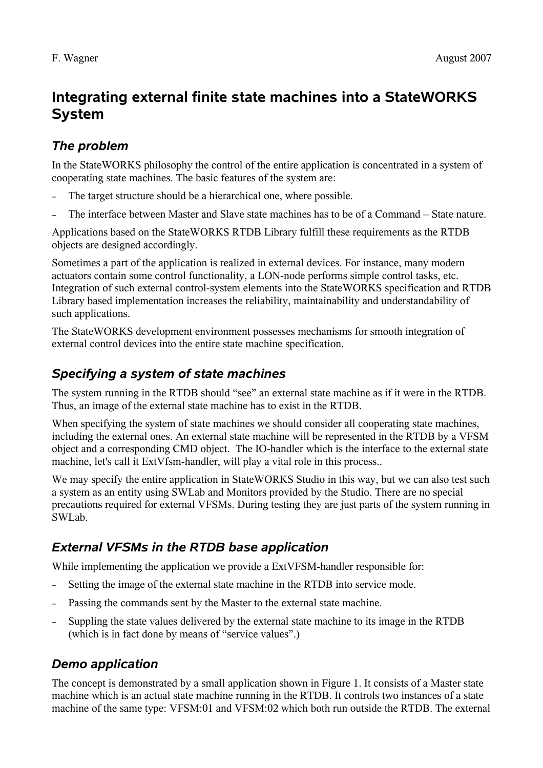F. Wagner August 2007

# Integrating external finite state machines into a StateWORKS System

## The problem

In the StateWORKS philosophy the control of the entire application is concentrated in a system of cooperating state machines. The basic features of the system are:

- The target structure should be a hierarchical one, where possible.
- The interface between Master and Slave state machines has to be of a Command – State nature.

Applications based on the StateWORKS RTDB Library fulfill these requirements as the RTDB objects are designed accordingly.

Sometimes a part of the application is realized in external devices. For instance, many modern actuators contain some control functionality, a LON-node performs simple control tasks, etc. Integration of such external control-system elements into the StateWORKS specification and RTDB Library based implementation increases the reliability, maintainability and understandability of such applications.

The StateWORKS development environment possesses mechanisms for smooth integration of external control devices into the entire state machine specification.

## Specifying a system of state machines

The system running in the RTDB should "see" an external state machine as if it were in the RTDB. Thus, an image of the external state machine has to exist in the RTDB.

When specifying the system of state machines we should consider all cooperating state machines, including the external ones. An external state machine will be represented in the RTDB by a VFSM object and a corresponding CMD object. The IO-handler which is the interface to the external state machine, let's call it ExtVfsm-handler, will play a vital role in this process..

We may specify the entire application in StateWORKS Studio in this way, but we can also test such a system as an entity using SWLab and Monitors provided by the Studio. There are no special precautions required for external VFSMs. During testing they are just parts of the system running in SWLab.

## External VFSMs in the RTDB base application

While implementing the application we provide a ExtVFSM-handler responsible for:

- Setting the image of the external state machine in the RTDB into service mode.
- Passing the commands sent by the Master to the external state machine.
- Suppling the state values delivered by the external state machine to its image in the RTDB (which is in fact done by means of "service values".)

## Demo application

The concept is demonstrated by a small application shown in Figure 1. It consists of a Master state machine which is an actual state machine running in the RTDB. It controls two instances of a state machine of the same type: VFSM:01 and VFSM:02 which both run outside the RTDB. The external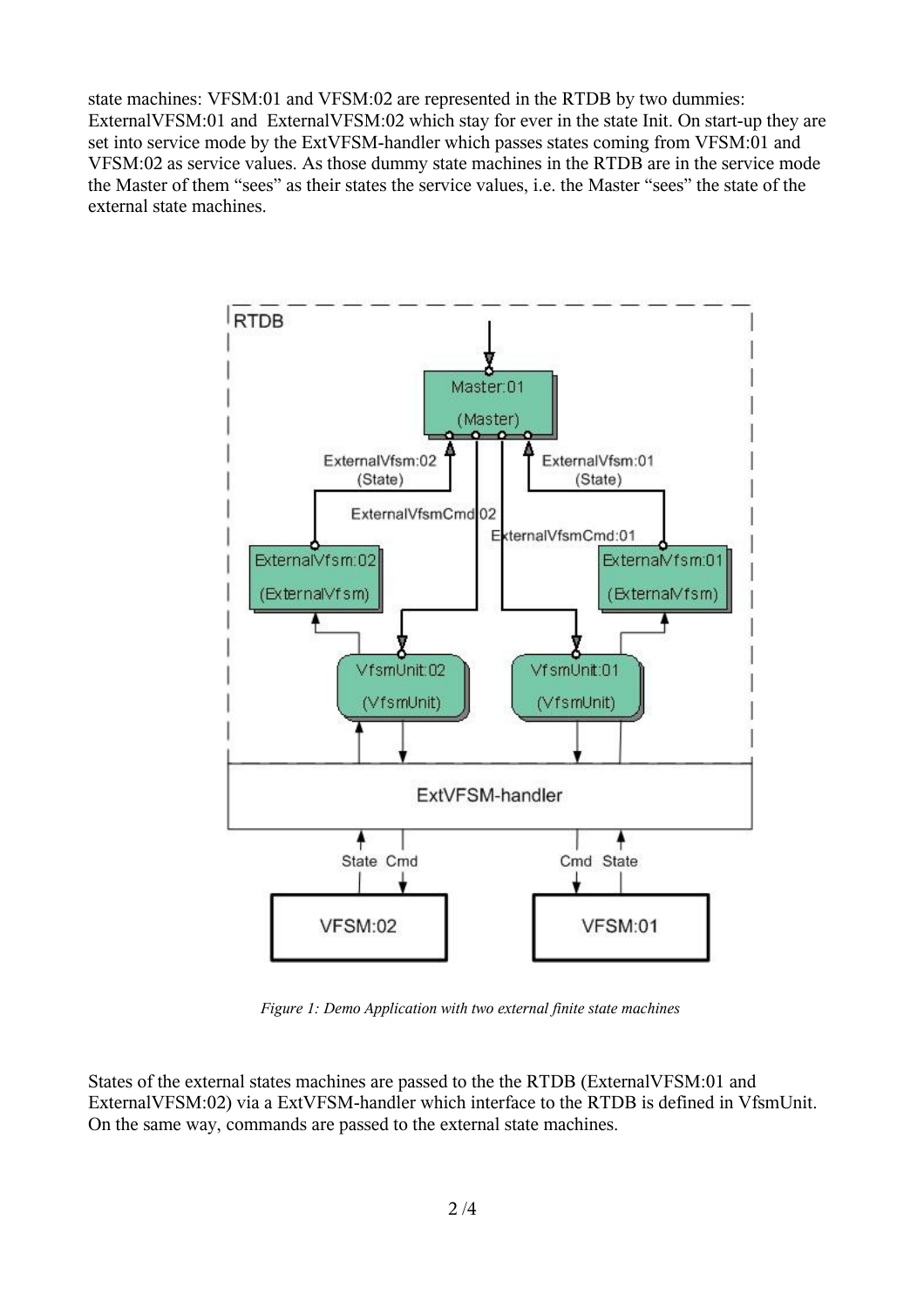state machines: VFSM:01 and VFSM:02 are represented in the RTDB by two dummies: ExternalVFSM:01 and ExternalVFSM:02 which stay for ever in the state Init. On start-up they are set into service mode by the ExtVFSM-handler which passes states coming from VFSM:01 and VFSM:02 as service values. As those dummy state machines in the RTDB are in the service mode the Master of them "sees" as their states the service values, i.e. the Master "sees" the state of the external state machines.

*Figure 1: Demo Application with two external finite state machines*

States of the external states machines are passed to the the RTDB (ExternalVFSM:01 and ExternalVFSM:02) via a ExtVFSM-handler which interface to the RTDB is defined in VfsmUnit. On the same way, commands are passed to the external state machines.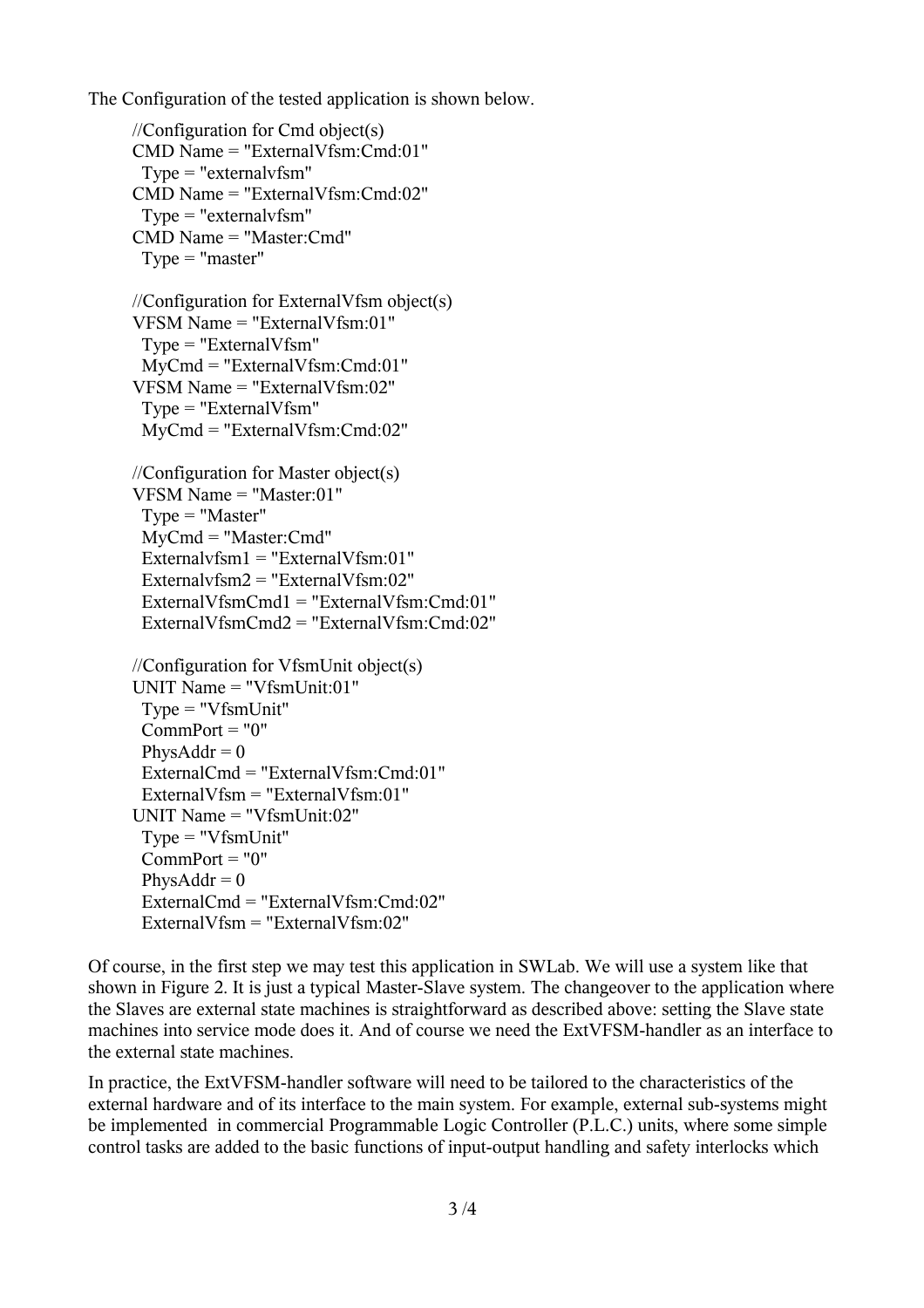The Configuration of the tested application is shown below.

```
//Configuration for Cmd object(s)
CMD Name = "ExternalVfsm:Cmd:01"
  Type = "externalvfsm"
CMD Name = "ExternalVfsm:Cmd:02"
  Type = "externalvfsm"
CMD Name = "Master:Cmd"
  Type = "master"

//Configuration for ExternalVfsm object(s)
VFSM Name = "ExternalVfsm:01"
  Type = "ExternalVfsm"
  MyCmd = "ExternalVfsm:Cmd:01"
VFSM Name = "ExternalVfsm:02"
  Type = "ExternalVfsm"
  MyCmd = "ExternalVfsm:Cmd:02"

//Configuration for Master object(s)
VFSM Name = "Master:01"
  Type = "Master"
  MyCmd = "Master:Cmd"
  Externalvfsm1 = "ExternalVfsm:01"
  Externalvfsm2 = "ExternalVfsm:02"
  ExternalVfsmCmd1 = "ExternalVfsm:Cmd:01"
  ExternalVfsmCmd2 = "ExternalVfsm:Cmd:02"

//Configuration for VfsmUnit object(s)
UNIT Name = "VfsmUnit:01"
  Type = "VfsmUnit"
  CommPort = "0"
  PhysAddr = 0
  ExternalCmd = "ExternalVfsm:Cmd:01"
  ExternalVfsm = "ExternalVfsm:01"
UNIT Name = "VfsmUnit:02"
  Type = "VfsmUnit"
  CommPort = "0"
  PhysAddr = 0
  ExternalCmd = "ExternalVfsm:Cmd:02"
  ExternalVfsm = "ExternalVfsm:02"
```

Of course, in the first step we may test this application in SWLab. We will use a system like that shown in Figure 2. It is just a typical Master-Slave system. The changeover to the application where the Slaves are external state machines is straightforward as described above: setting the Slave state machines into service mode does it. And of course we need the ExtVFSM-handler as an interface to the external state machines.

In practice, the ExtVFSM-handler software will need to be tailored to the characteristics of the external hardware and of its interface to the main system. For example, external sub-systems might be implemented in commercial Programmable Logic Controller (P.L.C.) units, where some simple control tasks are added to the basic functions of input-output handling and safety interlocks which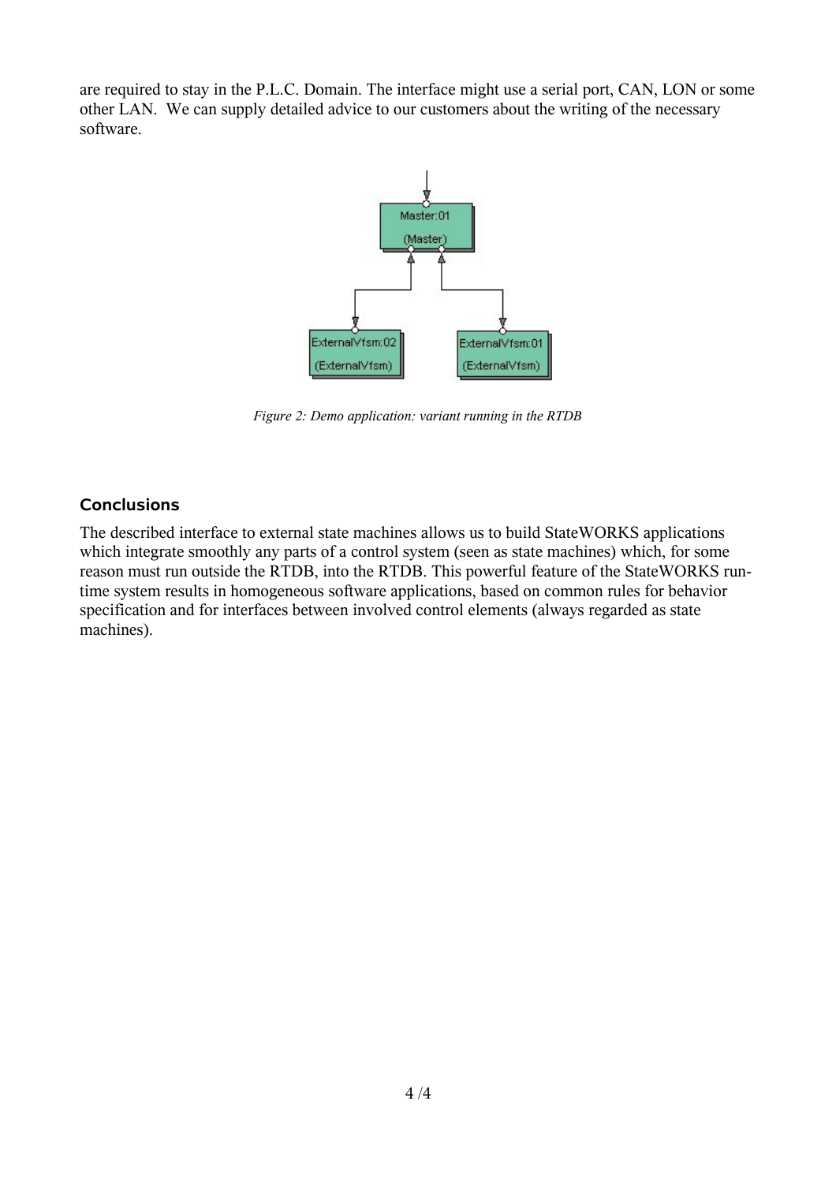are required to stay in the P.L.C. Domain. The interface might use a serial port, CAN, LON or some other LAN. We can supply detailed advice to our customers about the writing of the necessary software.

Master:01

(Master)

ExternalVfsm:02

(ExternalVfsm)

ExternalVfsm:01

(ExternalVfsm)

*Figure 2: Demo application: variant running in the RTDB*

## Conclusions

The described interface to external state machines allows us to build StateWORKS applications which integrate smoothly any parts of a control system (seen as state machines) which, for some reason must run outside the RTDB, into the RTDB. This powerful feature of the StateWORKS run-time system results in homogeneous software applications, based on common rules for behavior specification and for interfaces between involved control elements (always regarded as state machines).